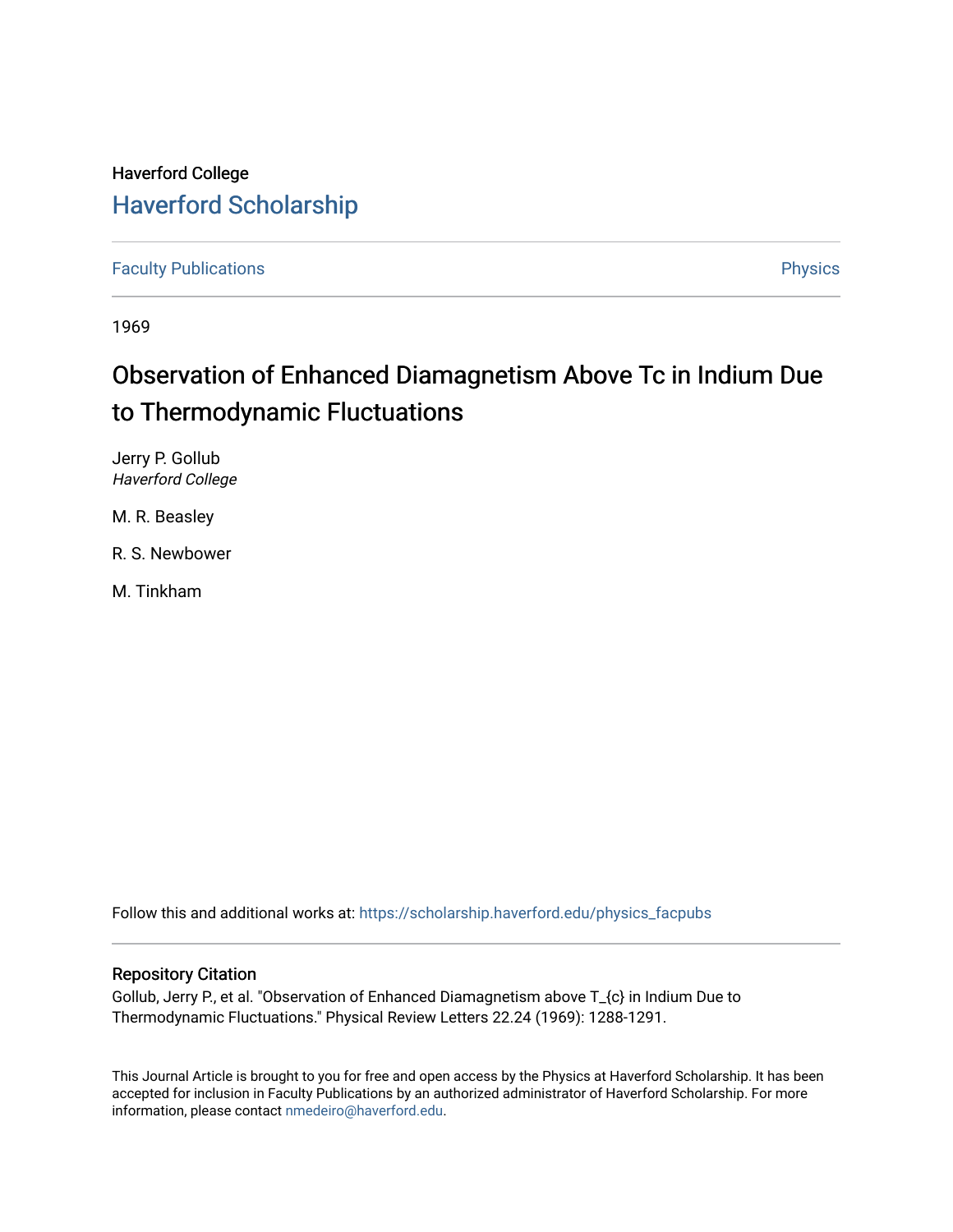Haverford College

# Haverford Scholarship

Faculty Publications

Physics

1969

## Observation of Enhanced Diamagnetism Above Tc in Indium Due to Thermodynamic Fluctuations

Jerry P. Gollub
*Haverford College*

M. R. Beasley

R. S. Newbower

M. Tinkham

Follow this and additional works at: https://scholarship.haverford.edu/physics_facpubs

### Repository Citation

Gollub, Jerry P., et al. "Observation of Enhanced Diamagnetism above T_{c} in Indium Due to Thermodynamic Fluctuations." Physical Review Letters 22.24 (1969): 1288-1291.

This Journal Article is brought to you for free and open access by the Physics at Haverford Scholarship. It has been accepted for inclusion in Faculty Publications by an authorized administrator of Haverford Scholarship. For more information, please contact nmedeiro@haverford.edu.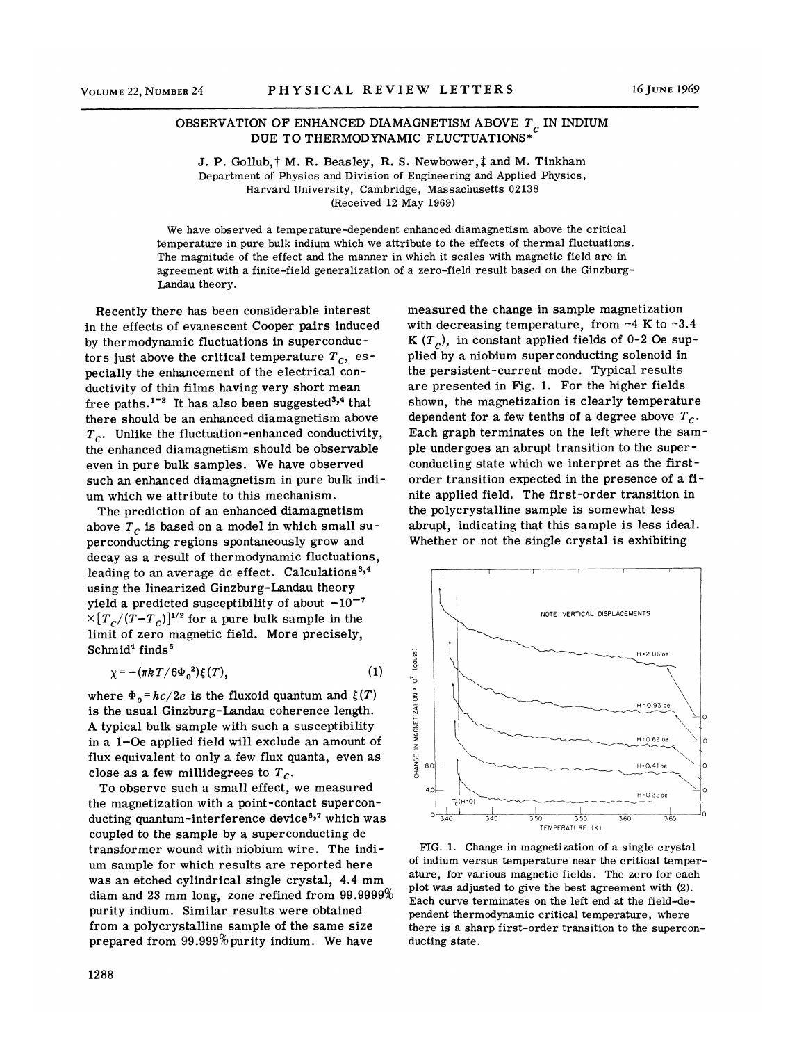# OBSERVATION OF ENHANCED DIAMAGNETISM ABOVE $T_c$ IN INDIUM DUE TO THERMODYNAMIC FLUCTUATIONS*

J. P. Gollub,† M. R. Beasley, R. S. Newbower,‡ and M. Tinkham

Department of Physics and Division of Engineering and Applied Physics, Harvard University, Cambridge, Massachusetts 02138

(Received 12 May 1969)

We have observed a temperature-dependent enhanced diamagnetism above the critical temperature in pure bulk indium which we attribute to the effects of thermal fluctuations. The magnitude of the effect and the manner in which it scales with magnetic field are in agreement with a finite-field generalization of a zero-field result based on the Ginzburg-Landau theory.

Recently there has been considerable interest in the effects of evanescent Cooper pairs induced by thermodynamic fluctuations in superconductors just above the critical temperature $T_c$, especially the enhancement of the electrical conductivity of thin films having very short mean free paths.[1-3] It has also been suggested[3,4] that there should be an enhanced diamagnetism above $T_c$. Unlike the fluctuation-enhanced conductivity, the enhanced diamagnetism should be observable even in pure bulk samples. We have observed such an enhanced diamagnetism in pure bulk indium which we attribute to this mechanism.

The prediction of an enhanced diamagnetism above $T_c$ is based on a model in which small superconducting regions spontaneously grow and decay as a result of thermodynamic fluctuations, leading to an average dc effect. Calculations[3,4] using the linearized Ginzburg-Landau theory yield a predicted susceptibility of about $-10^{-7} \times [T_c/(T-T_c)]^{1/2}$ for a pure bulk sample in the limit of zero magnetic field. More precisely, Schmid[4] finds[5]

$$\chi = -(\pi k T / 6\Phi_0^2)\xi(T), \tag{1}$$

where $\Phi_0 = hc/2e$ is the fluxoid quantum and $\xi(T)$ is the usual Ginzburg-Landau coherence length. A typical bulk sample with such a susceptibility in a 1-Oe applied field will exclude an amount of flux equivalent to only a few flux quanta, even as close as a few millidegrees to $T_c$.

To observe such a small effect, we measured the magnetization with a point-contact superconducting quantum-interference device[6,7] which was coupled to the sample by a superconducting dc transformer wound with niobium wire. The indium sample for which results are reported here was an etched cylindrical single crystal, 4.4 mm diam and 23 mm long, zone refined from 99.9999% purity indium. Similar results were obtained from a polycrystalline sample of the same size prepared from 99.999% purity indium. We have measured the change in sample magnetization with decreasing temperature, from ~4 K to ~3.4 K ($T_c$), in constant applied fields of 0-2 Oe supplied by a niobium superconducting solenoid in the persistent-current mode. Typical results are presented in Fig. 1. For the higher fields shown, the magnetization is clearly temperature dependent for a few tenths of a degree above $T_c$. Each graph terminates on the left where the sample undergoes an abrupt transition to the superconducting state which we interpret as the first-order transition expected in the presence of a finite applied field. The first-order transition in the polycrystalline sample is somewhat less abrupt, indicating that this sample is less ideal. Whether or not the single crystal is exhibiting

FIG. 1. Change in magnetization of a single crystal of indium versus temperature near the critical temperature, for various magnetic fields. The zero for each plot was adjusted to give the best agreement with (2). Each curve terminates on the left end at the field-dependent thermodynamic critical temperature, where there is a sharp first-order transition to the superconducting state.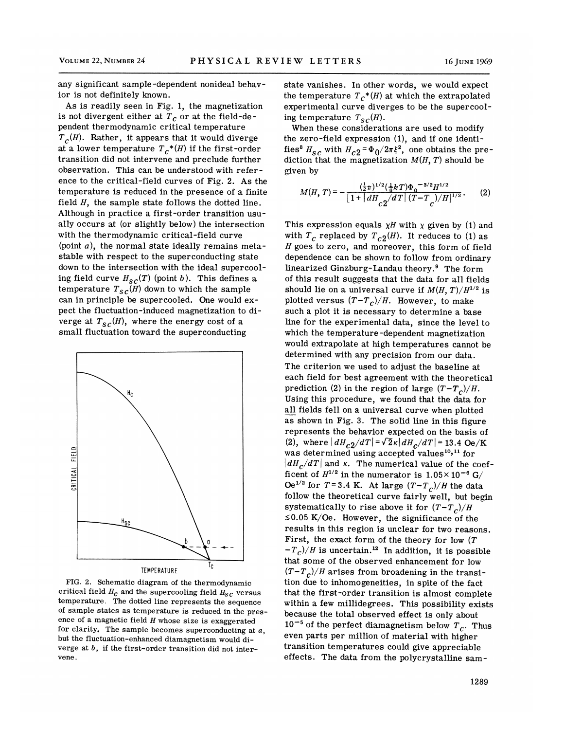any significant sample-dependent nonideal behavior is not definitely known.

As is readily seen in Fig. 1, the magnetization is not divergent either at $T_c$ or at the field-dependent thermodynamic critical temperature $T_c(H)$. Rather, it appears that it would diverge at a lower temperature $T_c^*(H)$ if the first-order transition did not intervene and preclude further observation. This can be understood with reference to the critical-field curves of Fig. 2. As the temperature is reduced in the presence of a finite field $H$, the sample state follows the dotted line. Although in practice a first-order transition usually occurs at (or slightly below) the intersection with the thermodynamic critical-field curve (point $a$), the normal state ideally remains metastable with respect to the superconducting state down to the intersection with the ideal supercooling field curve $H_{sc}(T)$ (point $b$). This defines a temperature $T_{sc}(H)$ down to which the sample can in principle be supercooled. One would expect the fluctuation-induced magnetization to diverge at $T_{sc}(H)$, where the energy cost of a small fluctuation toward the superconducting state vanishes. In other words, we would expect the temperature $T_c^*(H)$ at which the extrapolated experimental curve diverges to be the supercooling temperature $T_{sc}(H)$.

FIG. 2. Schematic diagram of the thermodynamic critical field $H_c$ and the supercooling field $H_{sc}$ versus temperature. The dotted line represents the sequence of sample states as temperature is reduced in the presence of a magnetic field $H$ whose size is exaggerated for clarity. The sample becomes superconducting at $a$, but the fluctuation-enhanced diamagnetism would diverge at $b$, if the first-order transition did not intervene.

When these considerations are used to modify the zero-field expression (1), and if one identifies[8] $H_{sc}$ with $H_{c2} = \Phi_0/2\pi\xi^2$, one obtains the prediction that the magnetization $M(H, T)$ should be given by

$$M(H,T) = -\frac{(\frac{1}{2}\pi)^{1/2}(\frac{1}{6}kT)\Phi_0^{-3/2}H^{1/2}}{[1+|dH_{c2}/dT|(T-T_c)/H]^{1/2}}. \qquad (2)$$

This expression equals $\chi H$ with $\chi$ given by (1) and with $T_c$ replaced by $T_{c2}(H)$. It reduces to (1) as $H$ goes to zero, and moreover, this form of field dependence can be shown to follow from ordinary linearized Ginzburg-Landau theory.[9] The form of this result suggests that the data for all fields should lie on a universal curve if $M(H,T)/H^{1/2}$ is plotted versus $(T-T_c)/H$. However, to make such a plot it is necessary to determine a base line for the experimental data, since the level to which the temperature-dependent magnetization would extrapolate at high temperatures cannot be determined with any precision from our data. The criterion we used to adjust the baseline at each field for best agreement with the theoretical prediction (2) in the region of large $(T-T_c)/H$. Using this procedure, we found that the data for all fields fell on a universal curve when plotted as shown in Fig. 3. The solid line in this figure represents the behavior expected on the basis of (2), where $|dH_{c2}/dT| = \sqrt{2}\kappa|dH_c/dT| = 13.4$ Oe/K was determined using accepted values[10,11] for $|dH_c/dT|$ and $\kappa$. The numerical value of the coefficient of $H^{1/2}$ in the numerator is $1.05\times10^{-6}$ G/Oe$^{1/2}$ for $T = 3.4$ K. At large $(T-T_c)/H$ the data follow the theoretical curve fairly well, but begin systematically to rise above it for $(T-T_c)/H \lesssim 0.05$ K/Oe. However, the significance of the results in this region is unclear for two reasons. First, the exact form of the theory for low $(T-T_c)/H$ is uncertain.[12] In addition, it is possible that some of the observed enhancement for low $(T-T_c)/H$ arises from broadening in the transition due to inhomogeneities, in spite of the fact that the first-order transition is almost complete within a few millidegrees. This possibility exists because the total observed effect is only about $10^{-5}$ of the perfect diamagnetism below $T_c$. Thus even parts per million of material with higher transition temperatures could give appreciable effects. The data from the polycrystalline sam-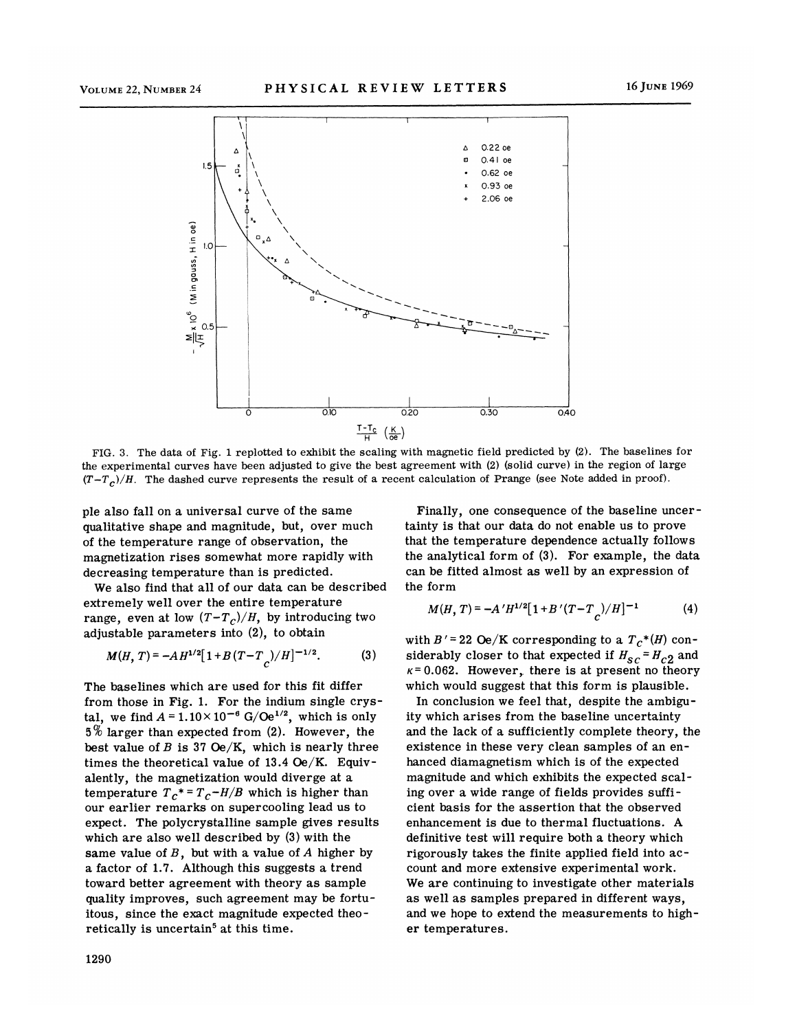FIG. 3. The data of Fig. 1 replotted to exhibit the scaling with magnetic field predicted by (2). The baselines for the experimental curves have been adjusted to give the best agreement with (2) (solid curve) in the region of large $(T-T_c)/H$. The dashed curve represents the result of a recent calculation of Prange (see Note added in proof).

ple also fall on a universal curve of the same qualitative shape and magnitude, but, over much of the temperature range of observation, the magnetization rises somewhat more rapidly with decreasing temperature than is predicted.

We also find that all of our data can be described extremely well over the entire temperature range, even at low $(T-T_c)/H$, by introducing two adjustable parameters into (2), to obtain

$$M(H,T) = -AH^{1/2}[1+B(T-T_c)/H]^{-1/2}. \tag{3}$$

The baselines which are used for this fit differ from those in Fig. 1. For the indium single crystal, we find $A = 1.10\times10^{-6}$ G/Oe$^{1/2}$, which is only 5% larger than expected from (2). However, the best value of $B$ is 37 Oe/K, which is nearly three times the theoretical value of 13.4 Oe/K. Equivalently, the magnetization would diverge at a temperature $T_c^* = T_c - H/B$ which is higher than our earlier remarks on supercooling lead us to expect. The polycrystalline sample gives results which are also well described by (3) with the same value of $B$, but with a value of $A$ higher by a factor of 1.7. Although this suggests a trend toward better agreement with theory as sample quality improves, such agreement may be fortuitous, since the exact magnitude expected theoretically is uncertain[5] at this time.

Finally, one consequence of the baseline uncertainty is that our data do not enable us to prove that the temperature dependence actually follows the analytical form of (3). For example, the data can be fitted almost as well by an expression of the form

$$M(H,T) = -A'H^{1/2}[1+B'(T-T_c)/H]^{-1} \tag{4}$$

with $B' = 22$ Oe/K corresponding to a $T_c^*(H)$ considerably closer to that expected if $H_{sc} = H_{c2}$ and $\kappa = 0.062$. However, there is at present no theory which would suggest that this form is plausible.

In conclusion we feel that, despite the ambiguity which arises from the baseline uncertainty and the lack of a sufficiently complete theory, the existence in these very clean samples of an enhanced diamagnetism which is of the expected magnitude and which exhibits the expected scaling over a wide range of fields provides sufficient basis for the assertion that the observed enhancement is due to thermal fluctuations. A definitive test will require both a theory which rigorously takes the finite applied field into account and more extensive experimental work. We are continuing to investigate other materials as well as samples prepared in different ways, and we hope to extend the measurements to higher temperatures.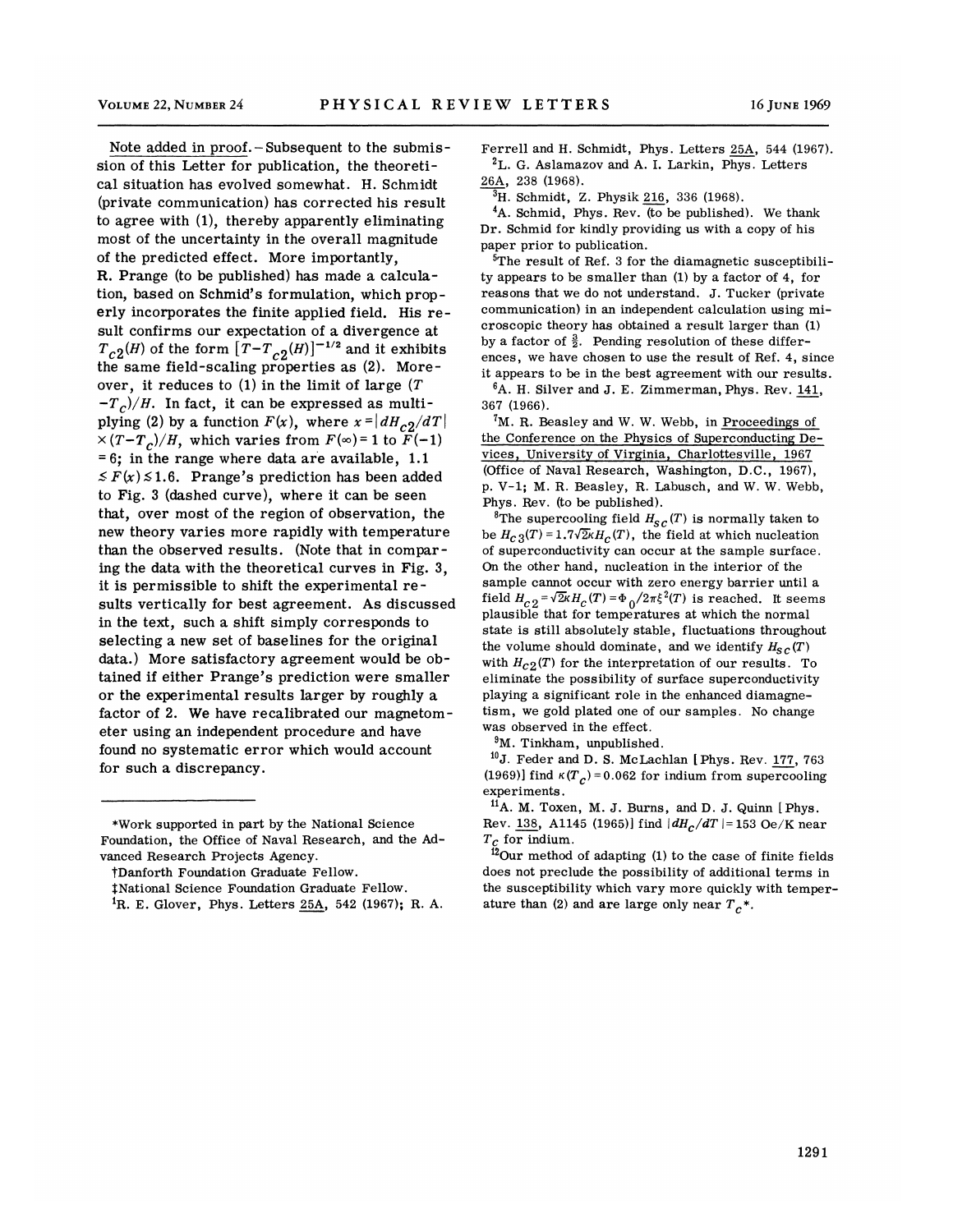Note added in proof.—Subsequent to the submission of this Letter for publication, the theoretical situation has evolved somewhat. H. Schmidt (private communication) has corrected his result to agree with (1), thereby apparently eliminating most of the uncertainty in the overall magnitude of the predicted effect. More importantly, R. Prange (to be published) has made a calculation, based on Schmid's formulation, which properly incorporates the finite applied field. His result confirms our expectation of a divergence at $T_{c2}(H)$ of the form $[T-T_{c2}(H)]^{-1/2}$ and it exhibits the same field-scaling properties as (2). Moreover, it reduces to (1) in the limit of large $(T-T_c)/H$. In fact, it can be expressed as multiplying (2) by a function $F(x)$, where $x=|dH_{c2}/dT|\times(T-T_c)/H$, which varies from $F(\infty)=1$ to $F(-1)=6$; in the range where data are available, $1.1 \lesssim F(x) \lesssim 1.6$. Prange's prediction has been added to Fig. 3 (dashed curve), where it can be seen that, over most of the region of observation, the new theory varies more rapidly with temperature than the observed results. (Note that in comparing the data with the theoretical curves in Fig. 3, it is permissible to shift the experimental results vertically for best agreement. As discussed in the text, such a shift simply corresponds to selecting a new set of baselines for the original data.) More satisfactory agreement would be obtained if either Prange's prediction were smaller or the experimental results larger by roughly a factor of 2. We have recalibrated our magnetometer using an independent procedure and have found no systematic error which would account for such a discrepancy.

---

*Work supported in part by the National Science Foundation, the Office of Naval Research, and the Advanced Research Projects Agency.

†Danforth Foundation Graduate Fellow.

‡National Science Foundation Graduate Fellow.

[1]R. E. Glover, Phys. Letters 25A, 542 (1967); R. A. Ferrell and H. Schmidt, Phys. Letters 25A, 544 (1967).

[2]L. G. Aslamazov and A. I. Larkin, Phys. Letters 26A, 238 (1968).

[3]H. Schmidt, Z. Physik 216, 336 (1968).

[4]A. Schmid, Phys. Rev. (to be published). We thank Dr. Schmid for kindly providing us with a copy of his paper prior to publication.

[5]The result of Ref. 3 for the diamagnetic susceptibility appears to be smaller than (1) by a factor of 4, for reasons that we do not understand. J. Tucker (private communication) in an independent calculation using microscopic theory has obtained a result larger than (1) by a factor of $\frac{3}{2}$. Pending resolution of these differences, we have chosen to use the result of Ref. 4, since it appears to be in the best agreement with our results.

[6]A. H. Silver and J. E. Zimmerman, Phys. Rev. 141, 367 (1966).

[7]M. R. Beasley and W. W. Webb, in Proceedings of the Conference on the Physics of Superconducting Devices, University of Virginia, Charlottesville, 1967 (Office of Naval Research, Washington, D.C., 1967), p. V-1; M. R. Beasley, R. Labusch, and W. W. Webb, Phys. Rev. (to be published).

[8]The supercooling field $H_{sc}(T)$ is normally taken to be $H_{c3}(T)=1.7\sqrt{2}\kappa H_c(T)$, the field at which nucleation of superconductivity can occur at the sample surface. On the other hand, nucleation in the interior of the sample cannot occur with zero energy barrier until a field $H_{c2}=\sqrt{2}\kappa H_c(T)=\Phi_0/2\pi\xi^2(T)$ is reached. It seems plausible that for temperatures at which the normal state is still absolutely stable, fluctuations throughout the volume should dominate, and we identify $H_{sc}(T)$ with $H_{c2}(T)$ for the interpretation of our results. To eliminate the possibility of surface superconductivity playing a significant role in the enhanced diamagnetism, we gold plated one of our samples. No change was observed in the effect.

[9]M. Tinkham, unpublished.

[10]J. Feder and D. S. McLachlan [Phys. Rev. 177, 763 (1969)] find $\kappa(T_c)=0.062$ for indium from supercooling experiments.

[11]A. M. Toxen, M. J. Burns, and D. J. Quinn [Phys. Rev. 138, A1145 (1965)] find $|dH_c/dT|=153$ Oe/K near $T_c$ for indium.

[12]Our method of adapting (1) to the case of finite fields does not preclude the possibility of additional terms in the susceptibility which vary more quickly with temperature than (2) and are large only near $T_c{}^*$.